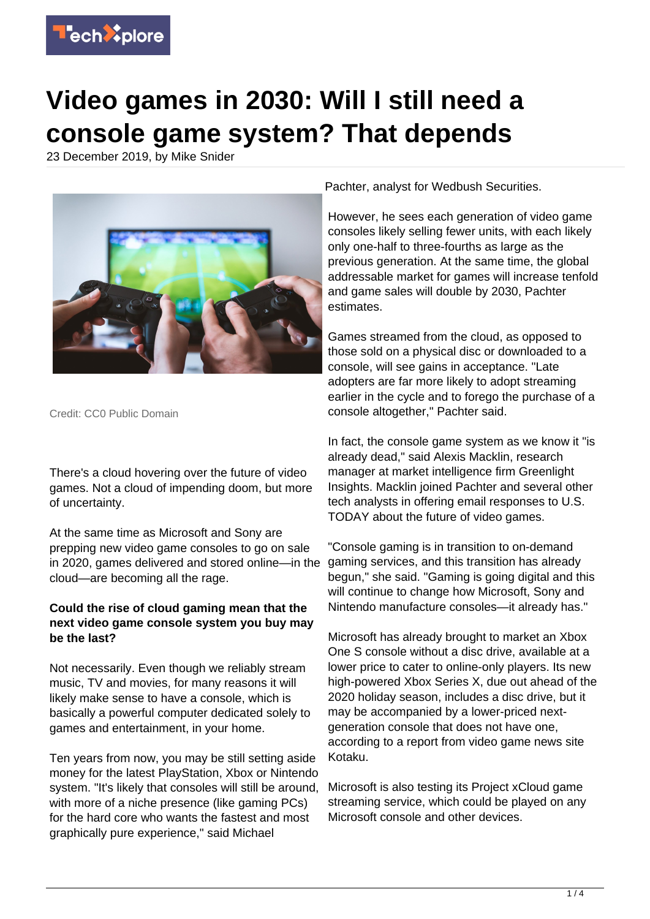# Video games in 2030: Will I still need a console game system? That depends

23 December 2019, by Mike Snider

Credit: CC0 Public Domain

There's a cloud hovering over the future of video games. Not a cloud of impending doom, but more of uncertainty.

At the same time as Microsoft and Sony are prepping new video game consoles to go on sale in 2020, games delivered and stored online—in the cloud—are becoming all the rage.

**Could the rise of cloud gaming mean that the next video game console system you buy may be the last?**

Not necessarily. Even though we reliably stream music, TV and movies, for many reasons it will likely make sense to have a console, which is basically a powerful computer dedicated solely to games and entertainment, in your home.

Ten years from now, you may be still setting aside money for the latest PlayStation, Xbox or Nintendo system. "It's likely that consoles will still be around, with more of a niche presence (like gaming PCs) for the hard core who wants the fastest and most graphically pure experience," said Michael Pachter, analyst for Wedbush Securities.

However, he sees each generation of video game consoles likely selling fewer units, with each likely only one-half to three-fourths as large as the previous generation. At the same time, the global addressable market for games will increase tenfold and game sales will double by 2030, Pachter estimates.

Games streamed from the cloud, as opposed to those sold on a physical disc or downloaded to a console, will see gains in acceptance. "Late adopters are far more likely to adopt streaming earlier in the cycle and to forego the purchase of a console altogether," Pachter said.

In fact, the console game system as we know it "is already dead," said Alexis Macklin, research manager at market intelligence firm Greenlight Insights. Macklin joined Pachter and several other tech analysts in offering email responses to U.S. TODAY about the future of video games.

"Console gaming is in transition to on-demand gaming services, and this transition has already begun," she said. "Gaming is going digital and this will continue to change how Microsoft, Sony and Nintendo manufacture consoles—it already has."

Microsoft has already brought to market an Xbox One S console without a disc drive, available at a lower price to cater to online-only players. Its new high-powered Xbox Series X, due out ahead of the 2020 holiday season, includes a disc drive, but it may be accompanied by a lower-priced next-generation console that does not have one, according to a report from video game news site Kotaku.

Microsoft is also testing its Project xCloud game streaming service, which could be played on any Microsoft console and other devices.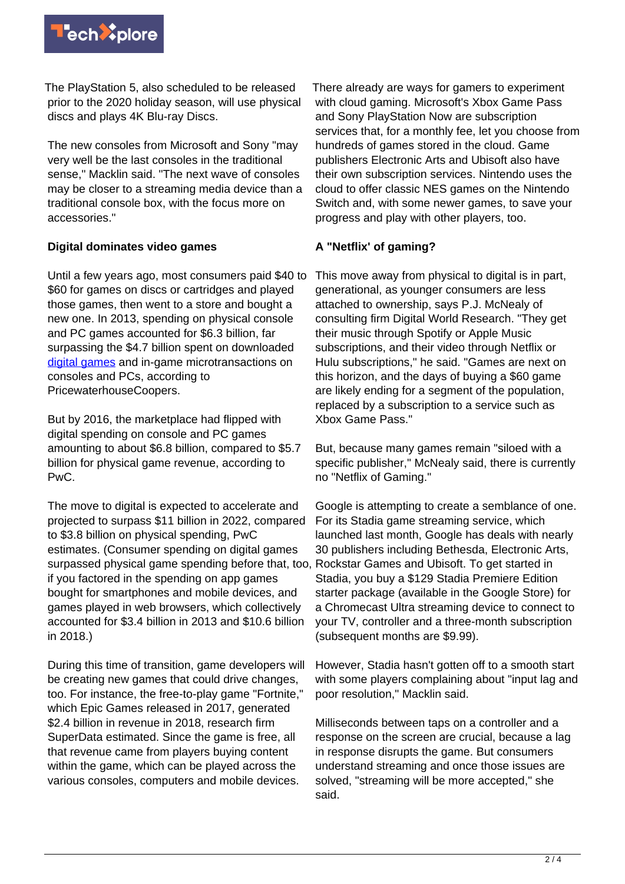The PlayStation 5, also scheduled to be released prior to the 2020 holiday season, will use physical discs and plays 4K Blu-ray Discs.

The new consoles from Microsoft and Sony "may very well be the last consoles in the traditional sense," Macklin said. "The next wave of consoles may be closer to a streaming media device than a traditional console box, with the focus more on accessories."

### Digital dominates video games

Until a few years ago, most consumers paid $40 to $60 for games on discs or cartridges and played those games, then went to a store and bought a new one. In 2013, spending on physical console and PC games accounted for $6.3 billion, far surpassing the $4.7 billion spent on downloaded digital games and in-game microtransactions on consoles and PCs, according to PricewaterhouseCoopers.

But by 2016, the marketplace had flipped with digital spending on console and PC games amounting to about $6.8 billion, compared to $5.7 billion for physical game revenue, according to PwC.

The move to digital is expected to accelerate and projected to surpass $11 billion in 2022, compared to $3.8 billion on physical spending, PwC estimates. (Consumer spending on digital games surpassed physical game spending before that, too, if you factored in the spending on app games bought for smartphones and mobile devices, and games played in web browsers, which collectively accounted for $3.4 billion in 2013 and $10.6 billion in 2018.)

During this time of transition, game developers will be creating new games that could drive changes, too. For instance, the free-to-play game "Fortnite," which Epic Games released in 2017, generated $2.4 billion in revenue in 2018, research firm SuperData estimated. Since the game is free, all that revenue came from players buying content within the game, which can be played across the various consoles, computers and mobile devices.

There already are ways for gamers to experiment with cloud gaming. Microsoft's Xbox Game Pass and Sony PlayStation Now are subscription services that, for a monthly fee, let you choose from hundreds of games stored in the cloud. Game publishers Electronic Arts and Ubisoft also have their own subscription services. Nintendo uses the cloud to offer classic NES games on the Nintendo Switch and, with some newer games, to save your progress and play with other players, too.

### A "Netflix' of gaming?

This move away from physical to digital is in part, generational, as younger consumers are less attached to ownership, says P.J. McNealy of consulting firm Digital World Research. "They get their music through Spotify or Apple Music subscriptions, and their video through Netflix or Hulu subscriptions," he said. "Games are next on this horizon, and the days of buying a $60 game are likely ending for a segment of the population, replaced by a subscription to a service such as Xbox Game Pass."

But, because many games remain "siloed with a specific publisher," McNealy said, there is currently no "Netflix of Gaming."

Google is attempting to create a semblance of one. For its Stadia game streaming service, which launched last month, Google has deals with nearly 30 publishers including Bethesda, Electronic Arts, Rockstar Games and Ubisoft. To get started in Stadia, you buy a $129 Stadia Premiere Edition starter package (available in the Google Store) for a Chromecast Ultra streaming device to connect to your TV, controller and a three-month subscription (subsequent months are $9.99).

However, Stadia hasn't gotten off to a smooth start with some players complaining about "input lag and poor resolution," Macklin said.

Milliseconds between taps on a controller and a response on the screen are crucial, because a lag in response disrupts the game. But consumers understand streaming and once those issues are solved, "streaming will be more accepted," she said.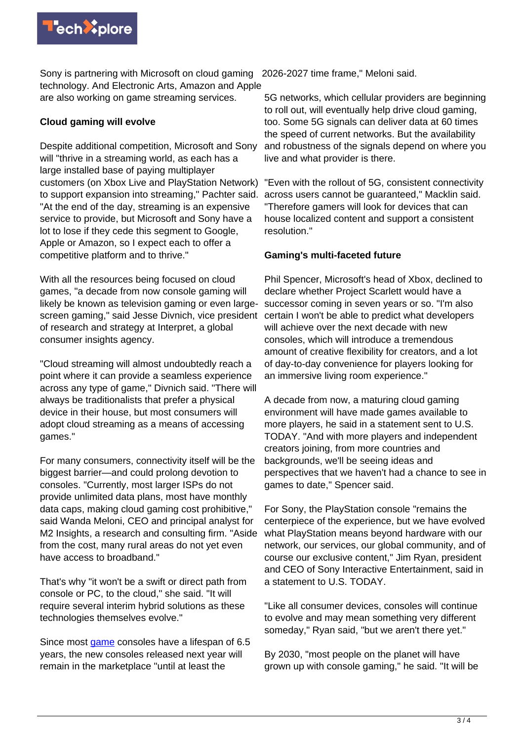Sony is partnering with Microsoft on cloud gaming technology. And Electronic Arts, Amazon and Apple are also working on game streaming services.

**Cloud gaming will evolve**

Despite additional competition, Microsoft and Sony will "thrive in a streaming world, as each has a large installed base of paying multiplayer customers (on Xbox Live and PlayStation Network) to support expansion into streaming," Pachter said. "At the end of the day, streaming is an expensive service to provide, but Microsoft and Sony have a lot to lose if they cede this segment to Google, Apple or Amazon, so I expect each to offer a competitive platform and to thrive."

With all the resources being focused on cloud games, "a decade from now console gaming will likely be known as television gaming or even large-screen gaming," said Jesse Divnich, vice president of research and strategy at Interpret, a global consumer insights agency.

"Cloud streaming will almost undoubtedly reach a point where it can provide a seamless experience across any type of game," Divnich said. "There will always be traditionalists that prefer a physical device in their house, but most consumers will adopt cloud streaming as a means of accessing games."

For many consumers, connectivity itself will be the biggest barrier—and could prolong devotion to consoles. "Currently, most larger ISPs do not provide unlimited data plans, most have monthly data caps, making cloud gaming cost prohibitive," said Wanda Meloni, CEO and principal analyst for M2 Insights, a research and consulting firm. "Aside from the cost, many rural areas do not yet even have access to broadband."

That's why "it won't be a swift or direct path from console or PC, to the cloud," she said. "It will require several interim hybrid solutions as these technologies themselves evolve."

Since most game consoles have a lifespan of 6.5 years, the new consoles released next year will remain in the marketplace "until at least the 2026-2027 time frame," Meloni said.

5G networks, which cellular providers are beginning to roll out, will eventually help drive cloud gaming, too. Some 5G signals can deliver data at 60 times the speed of current networks. But the availability and robustness of the signals depend on where you live and what provider is there.

"Even with the rollout of 5G, consistent connectivity across users cannot be guaranteed," Macklin said. "Therefore gamers will look for devices that can house localized content and support a consistent resolution."

**Gaming's multi-faceted future**

Phil Spencer, Microsoft's head of Xbox, declined to declare whether Project Scarlett would have a successor coming in seven years or so. "I'm also certain I won't be able to predict what developers will achieve over the next decade with new consoles, which will introduce a tremendous amount of creative flexibility for creators, and a lot of day-to-day convenience for players looking for an immersive living room experience."

A decade from now, a maturing cloud gaming environment will have made games available to more players, he said in a statement sent to U.S. TODAY. "And with more players and independent creators joining, from more countries and backgrounds, we'll be seeing ideas and perspectives that we haven't had a chance to see in games to date," Spencer said.

For Sony, the PlayStation console "remains the centerpiece of the experience, but we have evolved what PlayStation means beyond hardware with our network, our services, our global community, and of course our exclusive content," Jim Ryan, president and CEO of Sony Interactive Entertainment, said in a statement to U.S. TODAY.

"Like all consumer devices, consoles will continue to evolve and may mean something very different someday," Ryan said, "but we aren't there yet."

By 2030, "most people on the planet will have grown up with console gaming," he said. "It will be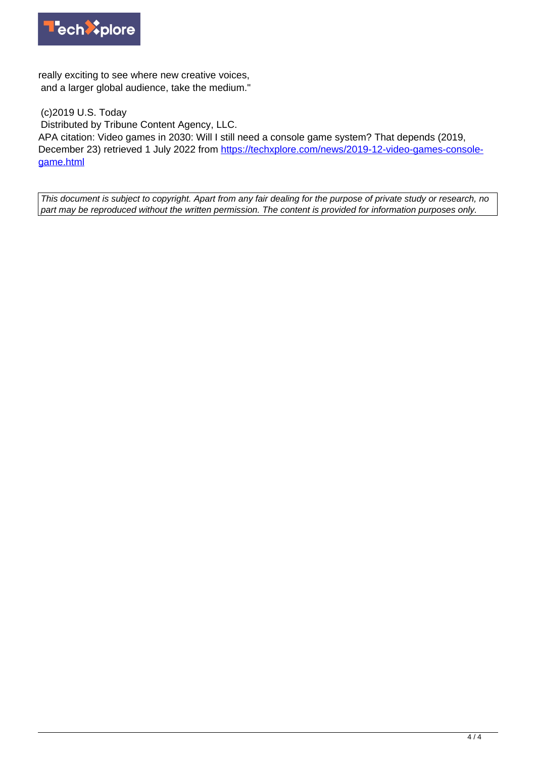really exciting to see where new creative voices,
and a larger global audience, take the medium."

(c)2019 U.S. Today
Distributed by Tribune Content Agency, LLC.
APA citation: Video games in 2030: Will I still need a console game system? That depends (2019, December 23) retrieved 1 July 2022 from https://techxplore.com/news/2019-12-video-games-console-game.html

*This document is subject to copyright. Apart from any fair dealing for the purpose of private study or research, no part may be reproduced without the written permission. The content is provided for information purposes only.*